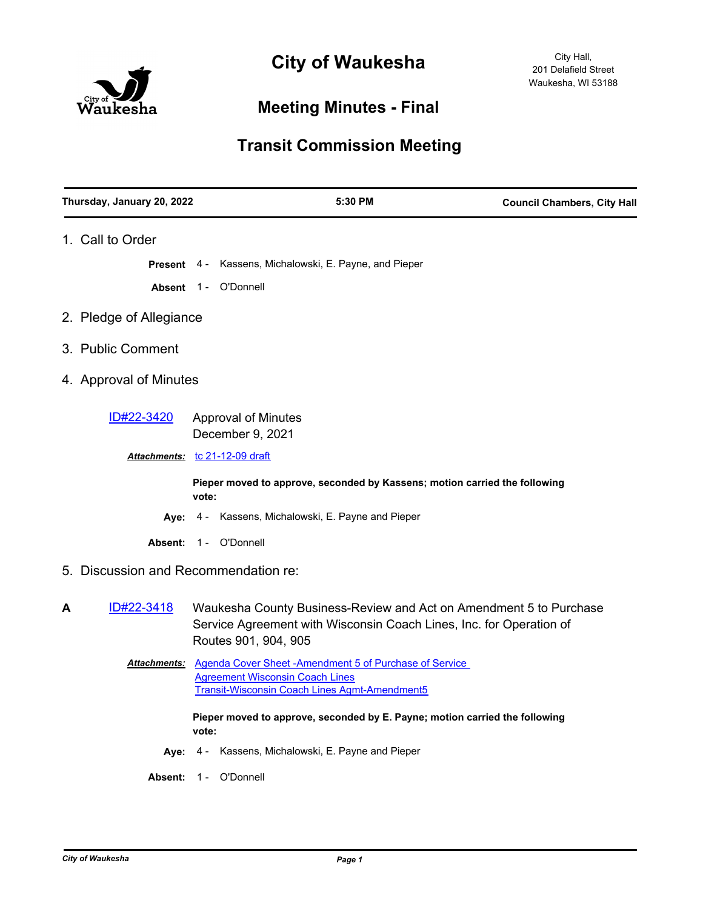# City of Waukesha

City Hall,
201 Delafield Street
Waukesha, WI 53188

## Meeting Minutes - Final

## Transit Commission Meeting

**Thursday, January 20, 2022** | **5:30 PM** | **Council Chambers, City Hall**

1. Call to Order

**Present** 4 - Kassens, Michalowski, E. Payne, and Pieper

**Absent** 1 - O'Donnell

2. Pledge of Allegiance

3. Public Comment

4. Approval of Minutes

ID#22-3420 Approval of Minutes
December 9, 2021

***Attachments:*** tc 21-12-09 draft

**Pieper moved to approve, seconded by Kassens; motion carried the following vote:**

**Aye:** 4 - Kassens, Michalowski, E. Payne and Pieper

**Absent:** 1 - O'Donnell

5. Discussion and Recommendation re:

**A** ID#22-3418 Waukesha County Business-Review and Act on Amendment 5 to Purchase Service Agreement with Wisconsin Coach Lines, Inc. for Operation of Routes 901, 904, 905

***Attachments:*** Agenda Cover Sheet -Amendment 5 of Purchase of Service Agreement Wisconsin Coach Lines
Transit-Wisconsin Coach Lines Agmt-Amendment5

**Pieper moved to approve, seconded by E. Payne; motion carried the following vote:**

**Aye:** 4 - Kassens, Michalowski, E. Payne and Pieper

**Absent:** 1 - O'Donnell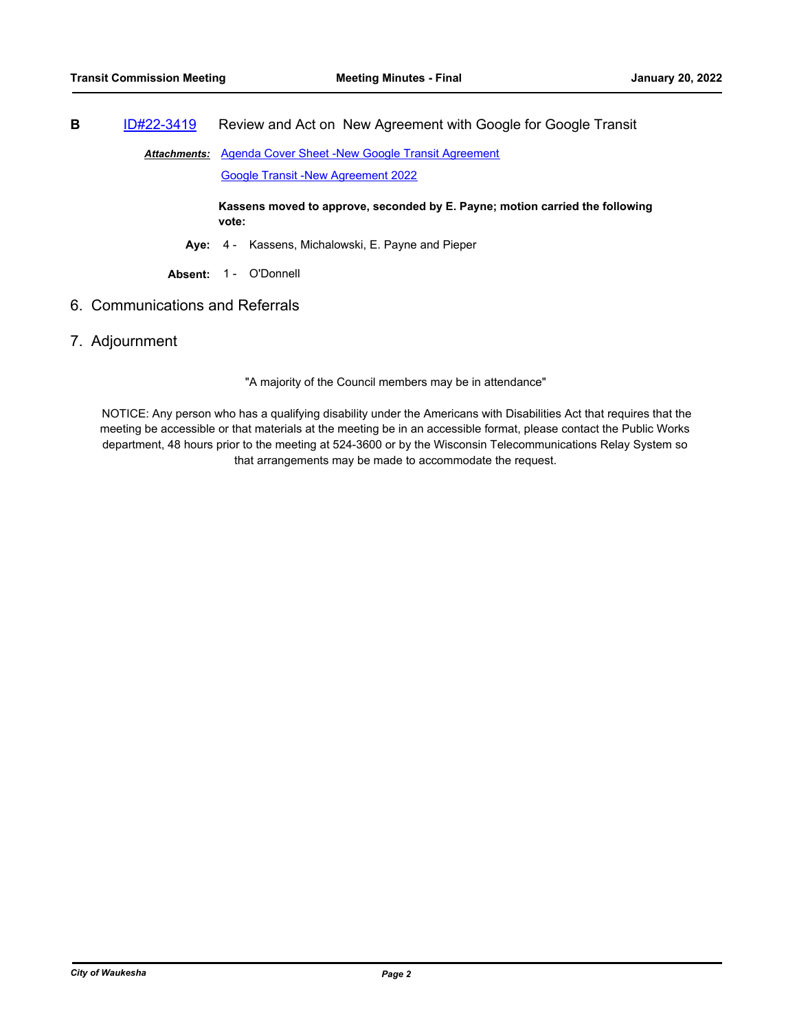**B** ID#22-3419 Review and Act on New Agreement with Google for Google Transit

***Attachments:*** Agenda Cover Sheet -New Google Transit Agreement
Google Transit -New Agreement 2022

**Kassens moved to approve, seconded by E. Payne; motion carried the following vote:**

**Aye:** 4 - Kassens, Michalowski, E. Payne and Pieper

**Absent:** 1 - O'Donnell

## 6. Communications and Referrals

## 7. Adjournment

"A majority of the Council members may be in attendance"

NOTICE: Any person who has a qualifying disability under the Americans with Disabilities Act that requires that the meeting be accessible or that materials at the meeting be in an accessible format, please contact the Public Works department, 48 hours prior to the meeting at 524-3600 or by the Wisconsin Telecommunications Relay System so that arrangements may be made to accommodate the request.